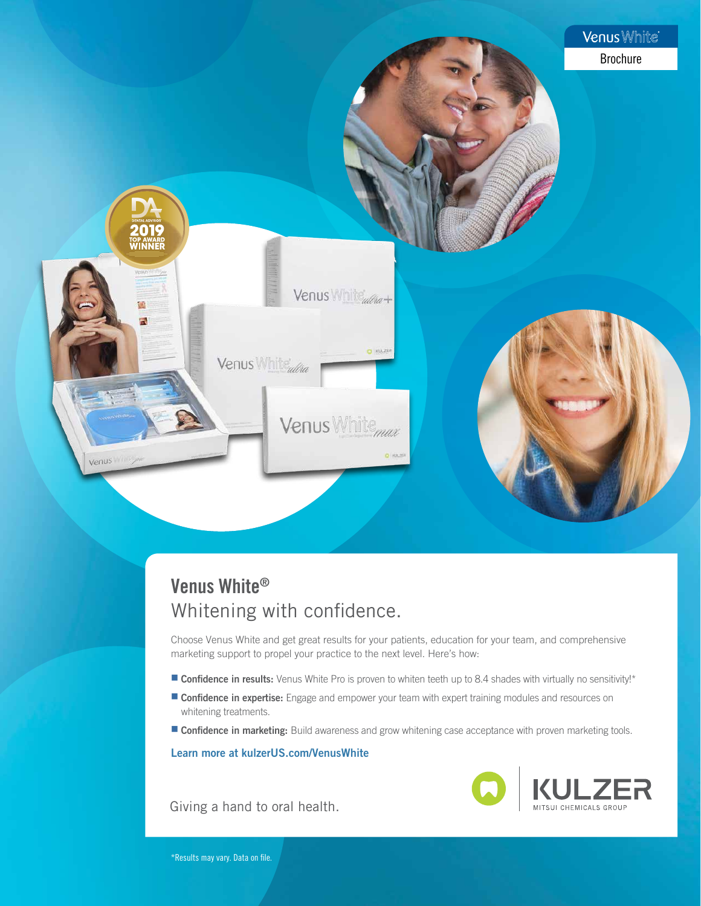Venus White Brochure

# Venus White®

## Whitening with confidence.

Choose Venus White and get great results for your patients, education for your team, and comprehensive marketing support to propel your practice to the next level. Here's how:

- **Confidence in results:** Venus White Pro is proven to whiten teeth up to 8.4 shades with virtually no sensitivity!*
- **Confidence in expertise:** Engage and empower your team with expert training modules and resources on whitening treatments.
- **Confidence in marketing:** Build awareness and grow whitening case acceptance with proven marketing tools.

**Learn more at kulzerUS.com/VenusWhite**

Giving a hand to oral health.

KULZER
MITSUI CHEMICALS GROUP

*Results may vary. Data on file.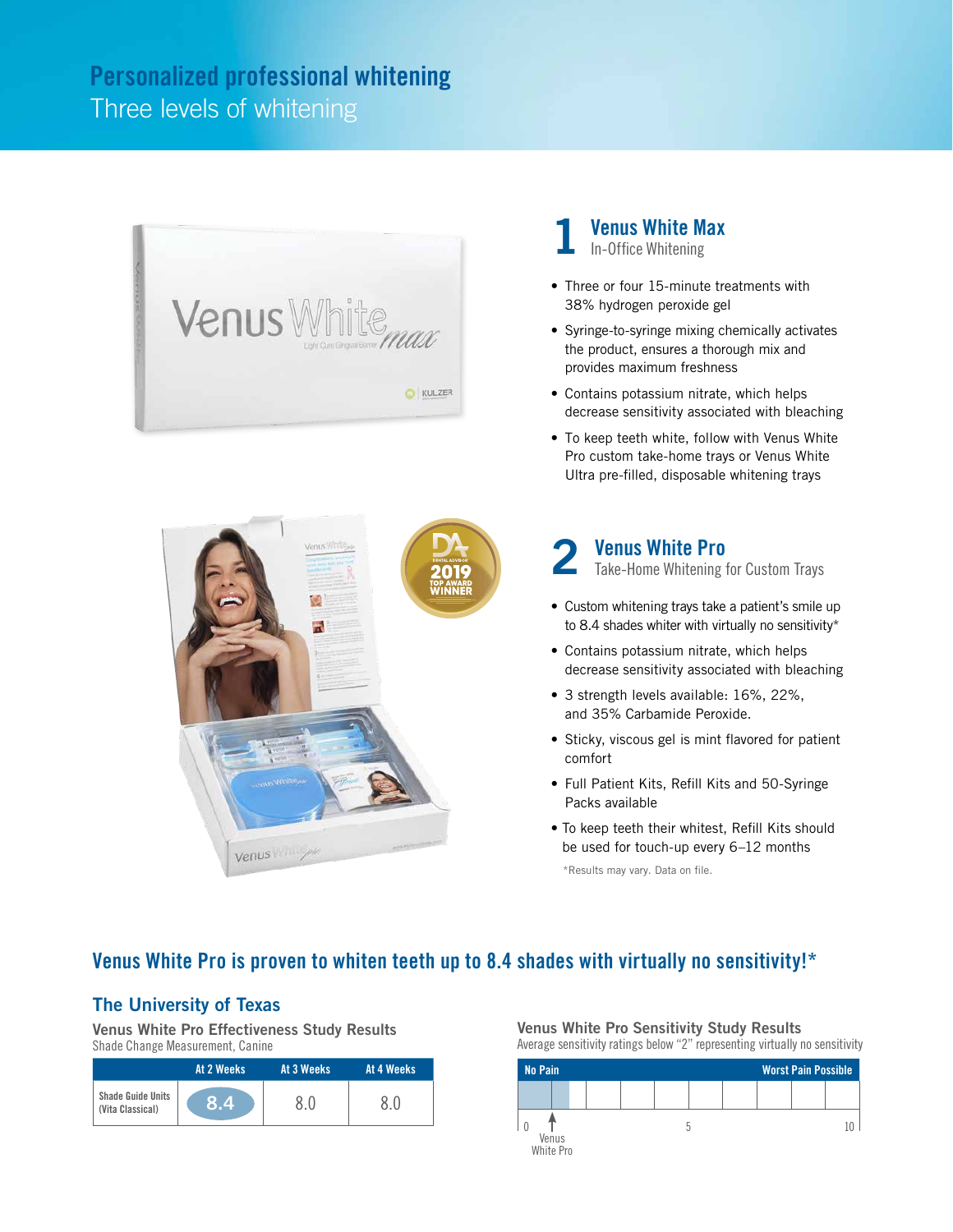# Personalized professional whitening

Three levels of whitening

## 1 Venus White Max

In-Office Whitening

- Three or four 15-minute treatments with 38% hydrogen peroxide gel
- Syringe-to-syringe mixing chemically activates the product, ensures a thorough mix and provides maximum freshness
- Contains potassium nitrate, which helps decrease sensitivity associated with bleaching
- To keep teeth white, follow with Venus White Pro custom take-home trays or Venus White Ultra pre-filled, disposable whitening trays

## 2 Venus White Pro

Take-Home Whitening for Custom Trays

- Custom whitening trays take a patient's smile up to 8.4 shades whiter with virtually no sensitivity*
- Contains potassium nitrate, which helps decrease sensitivity associated with bleaching
- 3 strength levels available: 16%, 22%, and 35% Carbamide Peroxide.
- Sticky, viscous gel is mint flavored for patient comfort
- Full Patient Kits, Refill Kits and 50-Syringe Packs available
- To keep teeth their whitest, Refill Kits should be used for touch-up every 6–12 months

*Results may vary. Data on file.

## Venus White Pro is proven to whiten teeth up to 8.4 shades with virtually no sensitivity!*

### The University of Texas

**Venus White Pro Effectiveness Study Results**

Shade Change Measurement, Canine

| | At 2 Weeks | At 3 Weeks | At 4 Weeks |
|---|---|---|---|
| Shade Guide Units (Vita Classical) | 8.4 | 8.0 | 8.0 |

**Venus White Pro Sensitivity Study Results**

Average sensitivity ratings below "2" representing virtually no sensitivity

No Pain — Worst Pain Possible

0 — 5 — 10

Venus White Pro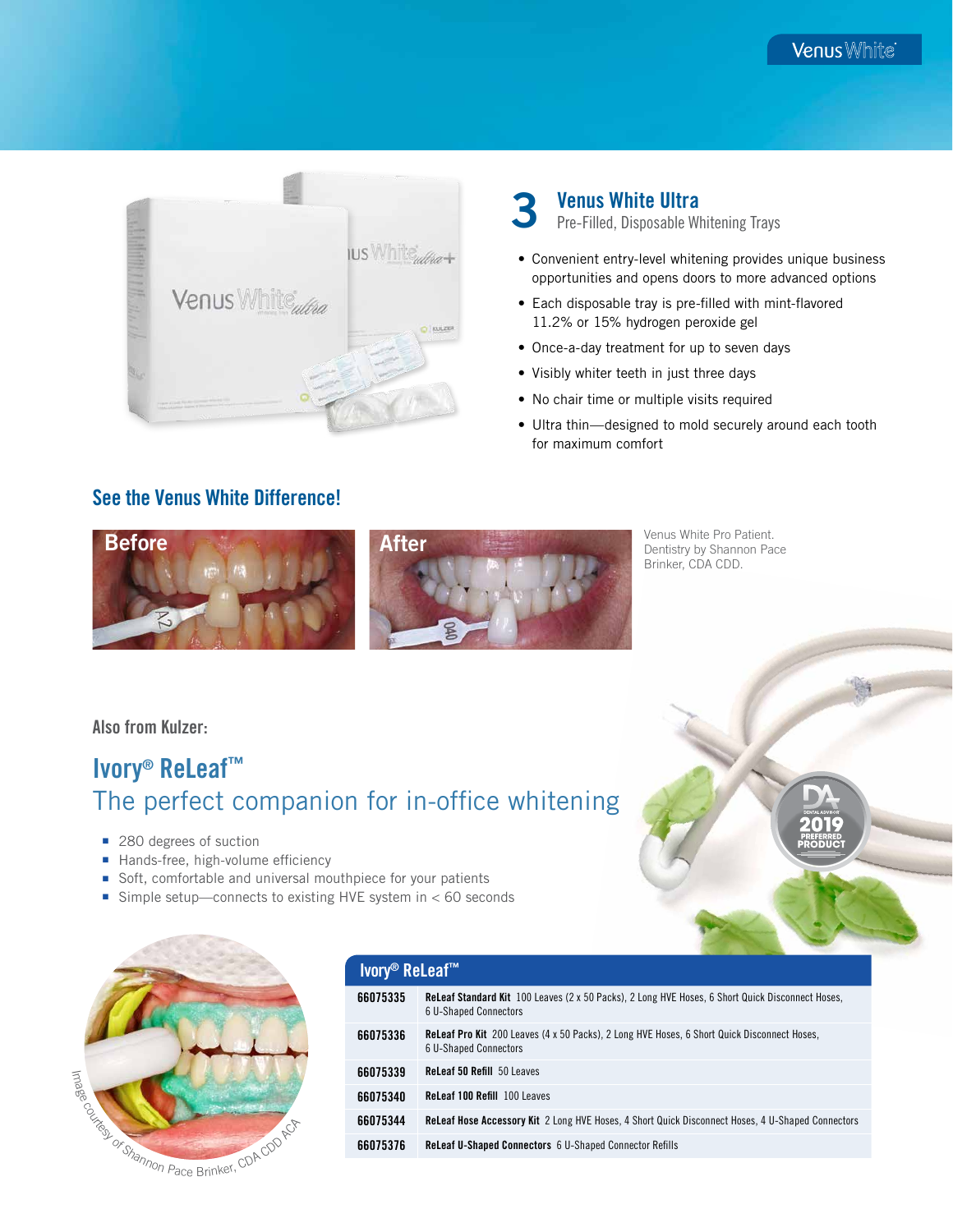## 3 Venus White Ultra

Pre-Filled, Disposable Whitening Trays

- Convenient entry-level whitening provides unique business opportunities and opens doors to more advanced options
- Each disposable tray is pre-filled with mint-flavored 11.2% or 15% hydrogen peroxide gel
- Once-a-day treatment for up to seven days
- Visibly whiter teeth in just three days
- No chair time or multiple visits required
- Ultra thin—designed to mold securely around each tooth for maximum comfort

## See the Venus White Difference!

Before | After

Venus White Pro Patient. Dentistry by Shannon Pace Brinker, CDA CDD.

Also from Kulzer:

## Ivory® ReLeaf™

### The perfect companion for in-office whitening

- 280 degrees of suction
- Hands-free, high-volume efficiency
- Soft, comfortable and universal mouthpiece for your patients
- Simple setup—connects to existing HVE system in < 60 seconds

DA 2019 Preferred Product

Image courtesy of Shannon Pace Brinker, CDA CDD ACA

| Ivory® ReLeaf™ | |
|---|---|
| 66075335 | **ReLeaf Standard Kit** 100 Leaves (2 x 50 Packs), 2 Long HVE Hoses, 6 Short Quick Disconnect Hoses, 6 U-Shaped Connectors |
| 66075336 | **ReLeaf Pro Kit** 200 Leaves (4 x 50 Packs), 2 Long HVE Hoses, 6 Short Quick Disconnect Hoses, 6 U-Shaped Connectors |
| 66075339 | **ReLeaf 50 Refill** 50 Leaves |
| 66075340 | **ReLeaf 100 Refill** 100 Leaves |
| 66075344 | **ReLeaf Hose Accessory Kit** 2 Long HVE Hoses, 4 Short Quick Disconnect Hoses, 4 U-Shaped Connectors |
| 66075376 | **ReLeaf U-Shaped Connectors** 6 U-Shaped Connector Refills |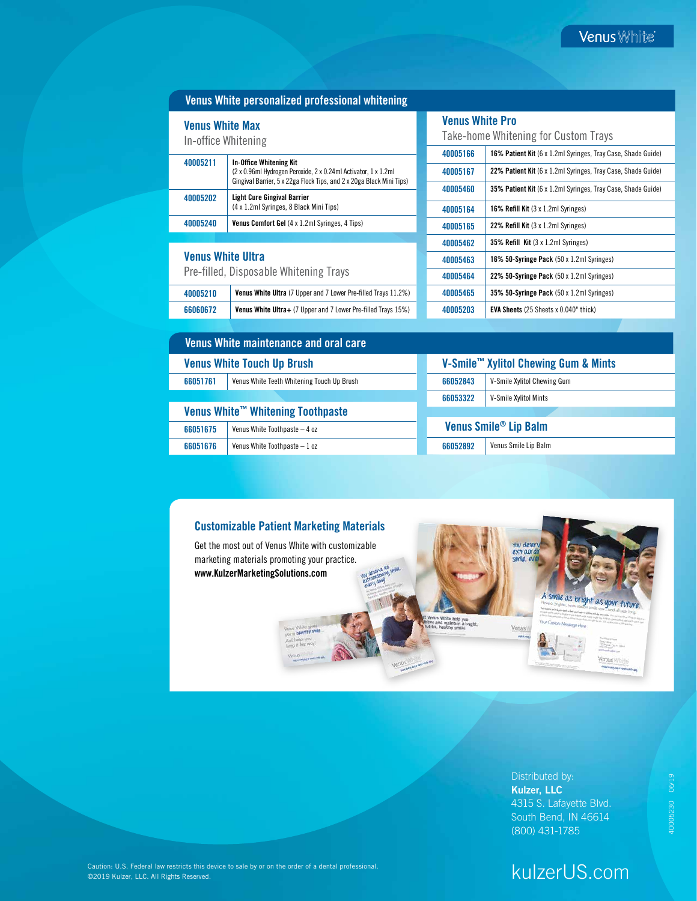## Venus White personalized professional whitening

### Venus White Max

In-office Whitening

| | |
|---|---|
| 40005211 | **In-Office Whitening Kit** (2 x 0.96ml Hydrogen Peroxide, 2 x 0.24ml Activator, 1 x 1.2ml Gingival Barrier, 5 x 22ga Flock Tips, and 2 x 20ga Black Mini Tips) |
| 40005202 | **Light Cure Gingival Barrier** (4 x 1.2ml Syringes, 8 Black Mini Tips) |
| 40005240 | **Venus Comfort Gel** (4 x 1.2ml Syringes, 4 Tips) |

### Venus White Ultra

Pre-filled, Disposable Whitening Trays

| | |
|---|---|
| 40005210 | **Venus White Ultra** (7 Upper and 7 Lower Pre-filled Trays 11.2%) |
| 66060672 | **Venus White Ultra+** (7 Upper and 7 Lower Pre-filled Trays 15%) |

### Venus White Pro

Take-home Whitening for Custom Trays

| | |
|---|---|
| 40005166 | **16% Patient Kit** (6 x 1.2ml Syringes, Tray Case, Shade Guide) |
| 40005167 | **22% Patient Kit** (6 x 1.2ml Syringes, Tray Case, Shade Guide) |
| 40005460 | **35% Patient Kit** (6 x 1.2ml Syringes, Tray Case, Shade Guide) |
| 40005164 | **16% Refill Kit** (3 x 1.2ml Syringes) |
| 40005165 | **22% Refill Kit** (3 x 1.2ml Syringes) |
| 40005462 | **35% Refill Kit** (3 x 1.2ml Syringes) |
| 40005463 | **16% 50-Syringe Pack** (50 x 1.2ml Syringes) |
| 40005464 | **22% 50-Syringe Pack** (50 x 1.2ml Syringes) |
| 40005465 | **35% 50-Syringe Pack** (50 x 1.2ml Syringes) |
| 40005203 | **EVA Sheets** (25 Sheets x 0.040" thick) |

## Venus White maintenance and oral care

### Venus White Touch Up Brush

| | |
|---|---|
| 66051761 | Venus White Teeth Whitening Touch Up Brush |

### Venus White™ Whitening Toothpaste

| | |
|---|---|
| 66051675 | Venus White Toothpaste – 4 oz |
| 66051676 | Venus White Toothpaste – 1 oz |

### V-Smile™ Xylitol Chewing Gum & Mints

| | |
|---|---|
| 66052843 | V-Smile Xylitol Chewing Gum |
| 66053322 | V-Smile Xylitol Mints |

### Venus Smile® Lip Balm

| | |
|---|---|
| 66052892 | Venus Smile Lip Balm |

### Customizable Patient Marketing Materials

Get the most out of Venus White with customizable marketing materials promoting your practice.
**www.KulzerMarketingSolutions.com**

Distributed by:
**Kulzer, LLC**
4315 S. Lafayette Blvd.
South Bend, IN 46614
(800) 431-1785

kulzerUS.com

40005230 06/19

Caution: U.S. Federal law restricts this device to sale by or on the order of a dental professional.
©2019 Kulzer, LLC. All Rights Reserved.